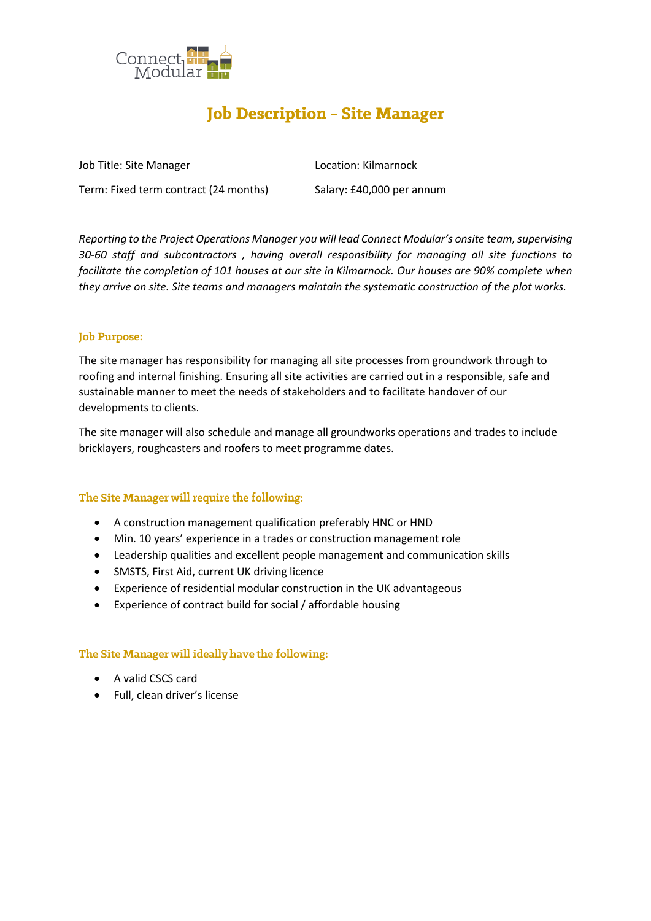Connect Modular

# Job Description – Site Manager

| | |
|---|---|
| Job Title: Site Manager | Location: Kilmarnock |
| Term: Fixed term contract (24 months) | Salary: £40,000 per annum |

*Reporting to the Project Operations Manager you will lead Connect Modular's onsite team, supervising 30-60 staff and subcontractors , having overall responsibility for managing all site functions to facilitate the completion of 101 houses at our site in Kilmarnock. Our houses are 90% complete when they arrive on site. Site teams and managers maintain the systematic construction of the plot works.*

## Job Purpose:

The site manager has responsibility for managing all site processes from groundwork through to roofing and internal finishing. Ensuring all site activities are carried out in a responsible, safe and sustainable manner to meet the needs of stakeholders and to facilitate handover of our developments to clients.

The site manager will also schedule and manage all groundworks operations and trades to include bricklayers, roughcasters and roofers to meet programme dates.

## The Site Manager will require the following:

- A construction management qualification preferably HNC or HND
- Min. 10 years' experience in a trades or construction management role
- Leadership qualities and excellent people management and communication skills
- SMSTS, First Aid, current UK driving licence
- Experience of residential modular construction in the UK advantageous
- Experience of contract build for social / affordable housing

## The Site Manager will ideally have the following:

- A valid CSCS card
- Full, clean driver's license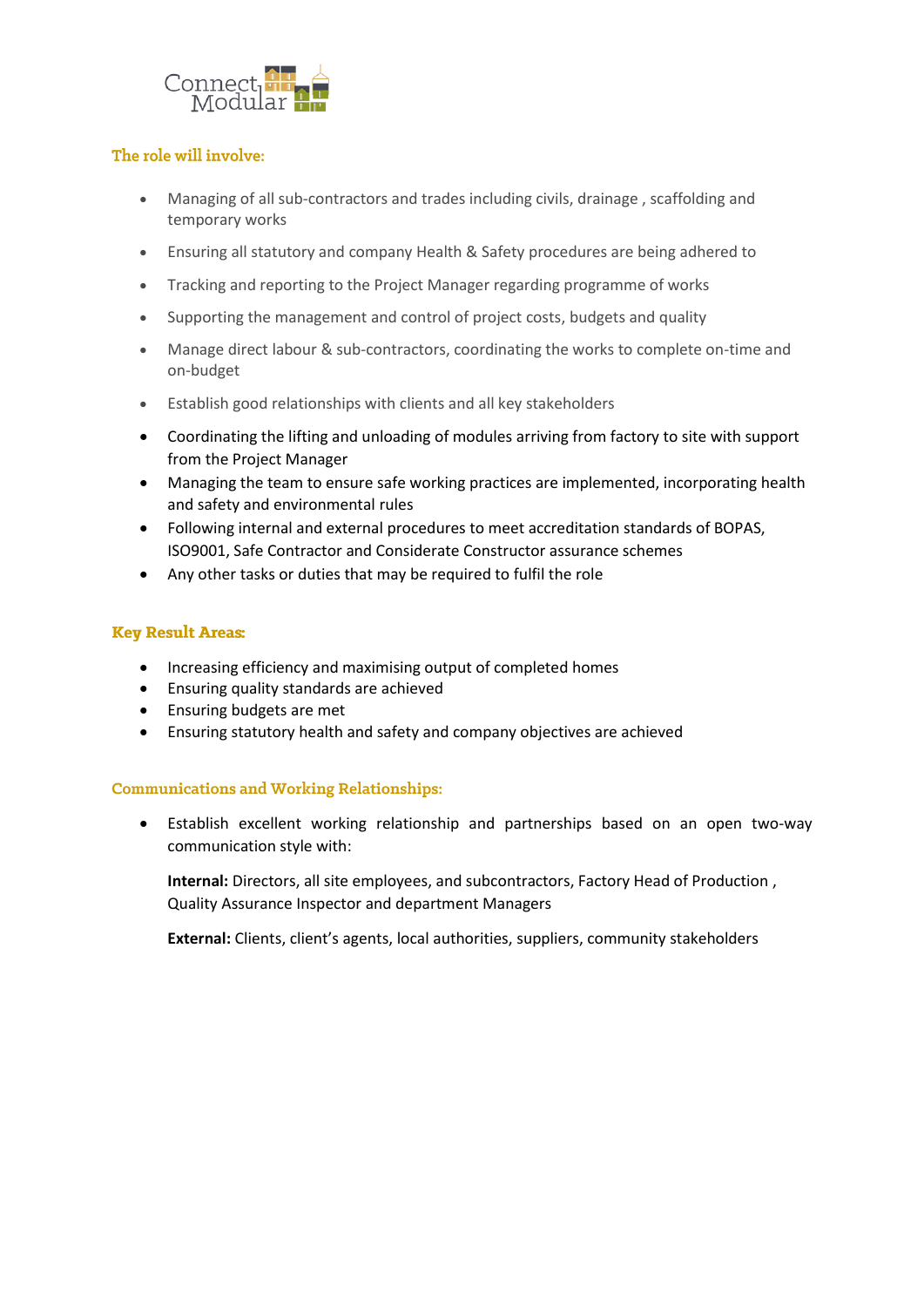### The role will involve:

- Managing of all sub-contractors and trades including civils, drainage , scaffolding and temporary works
- Ensuring all statutory and company Health & Safety procedures are being adhered to
- Tracking and reporting to the Project Manager regarding programme of works
- Supporting the management and control of project costs, budgets and quality
- Manage direct labour & sub-contractors, coordinating the works to complete on-time and on-budget
- Establish good relationships with clients and all key stakeholders
- Coordinating the lifting and unloading of modules arriving from factory to site with support from the Project Manager
- Managing the team to ensure safe working practices are implemented, incorporating health and safety and environmental rules
- Following internal and external procedures to meet accreditation standards of BOPAS, ISO9001, Safe Contractor and Considerate Constructor assurance schemes
- Any other tasks or duties that may be required to fulfil the role

### Key Result Areas:

- Increasing efficiency and maximising output of completed homes
- Ensuring quality standards are achieved
- Ensuring budgets are met
- Ensuring statutory health and safety and company objectives are achieved

### Communications and Working Relationships:

- Establish excellent working relationship and partnerships based on an open two-way communication style with:

  **Internal:** Directors, all site employees, and subcontractors, Factory Head of Production , Quality Assurance Inspector and department Managers

  **External:** Clients, client's agents, local authorities, suppliers, community stakeholders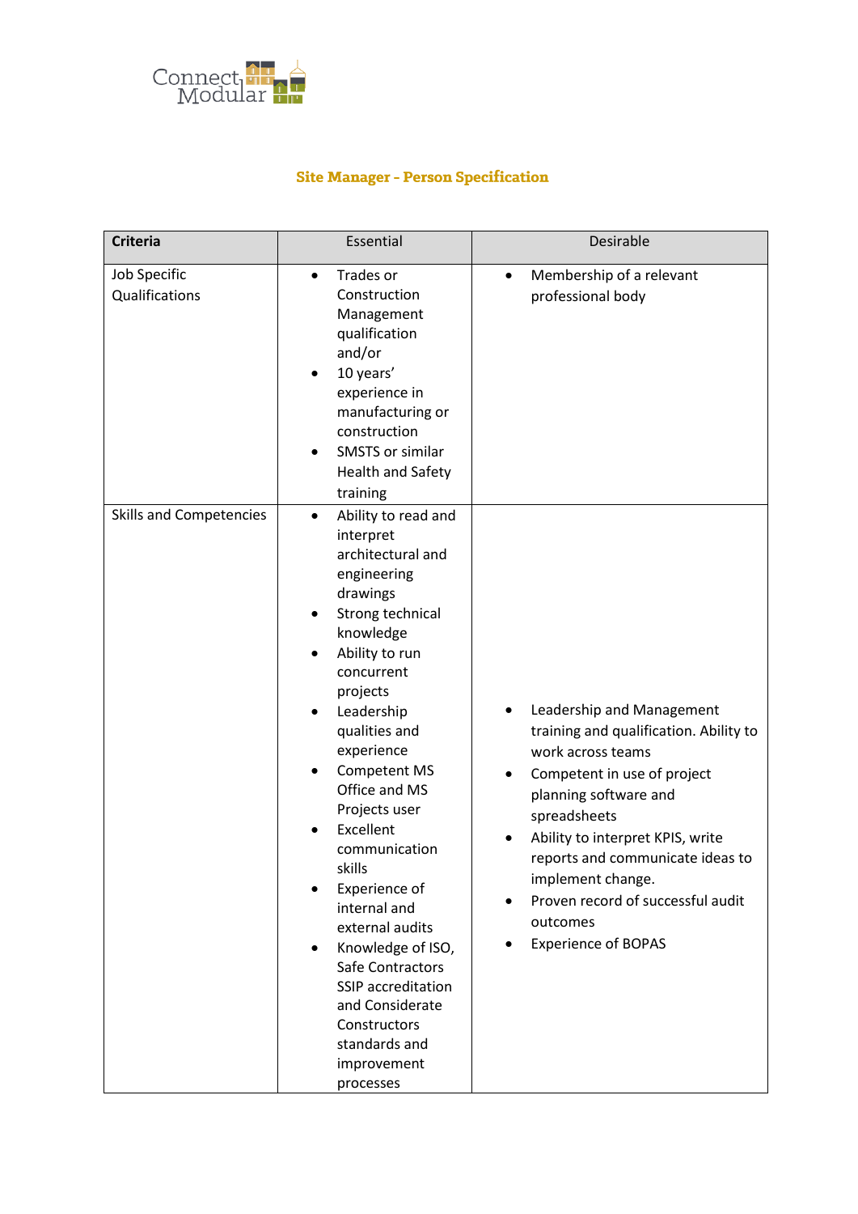## Site Manager - Person Specification

| Criteria | Essential | Desirable |
|---|---|---|
| Job Specific Qualifications | • Trades or Construction Management qualification and/or<br>• 10 years' experience in manufacturing or construction<br>• SMSTS or similar Health and Safety training | • Membership of a relevant professional body |
| Skills and Competencies | • Ability to read and interpret architectural and engineering drawings<br>• Strong technical knowledge<br>• Ability to run concurrent projects<br>• Leadership qualities and experience<br>• Competent MS Office and MS Projects user<br>• Excellent communication skills<br>• Experience of internal and external audits<br>• Knowledge of ISO, Safe Contractors SSIP accreditation and Considerate Constructors standards and improvement processes | • Leadership and Management training and qualification. Ability to work across teams<br>• Competent in use of project planning software and spreadsheets<br>• Ability to interpret KPIS, write reports and communicate ideas to implement change.<br>• Proven record of successful audit outcomes<br>• Experience of BOPAS |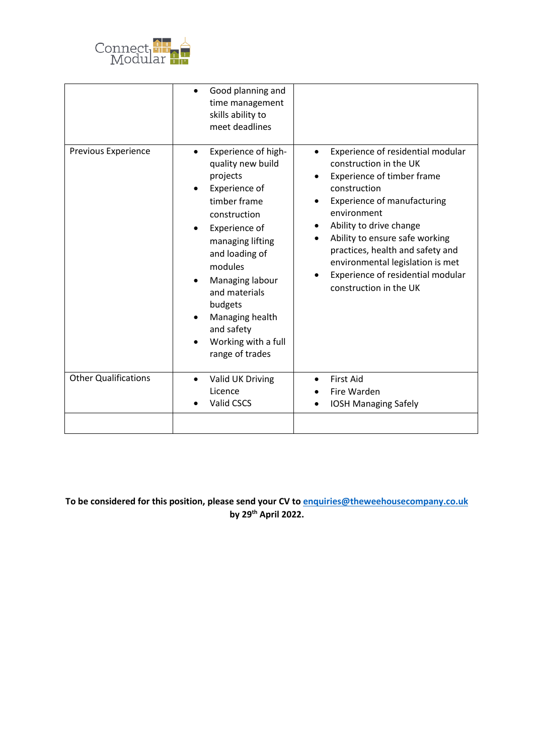| | | |
|---|---|---|
| | • Good planning and time management skills ability to meet deadlines | |
| Previous Experience | • Experience of high-quality new build projects<br>• Experience of timber frame construction<br>• Experience of managing lifting and loading of modules<br>• Managing labour and materials budgets<br>• Managing health and safety<br>• Working with a full range of trades | • Experience of residential modular construction in the UK<br>• Experience of timber frame construction<br>• Experience of manufacturing environment<br>• Ability to drive change<br>• Ability to ensure safe working practices, health and safety and environmental legislation is met<br>• Experience of residential modular construction in the UK |
| Other Qualifications | • Valid UK Driving Licence<br>• Valid CSCS | • First Aid<br>• Fire Warden<br>• IOSH Managing Safely |
| | | |

**To be considered for this position, please send your CV to enquiries@theweehousecompany.co.uk by 29th April 2022.**